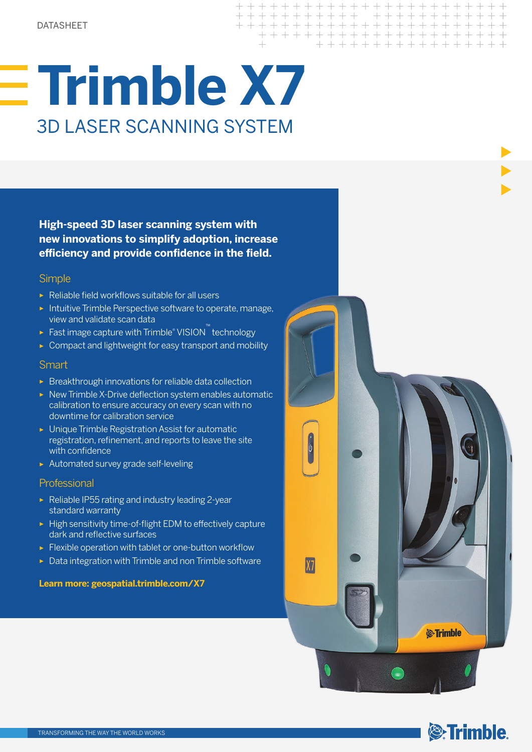DATASHEET

# Trimble X7

## 3D LASER SCANNING SYSTEM

**High-speed 3D laser scanning system with new innovations to simplify adoption, increase efficiency and provide confidence in the field.**

### Simple

- Reliable field workflows suitable for all users
- Intuitive Trimble Perspective software to operate, manage, view and validate scan data
- Fast image capture with Trimble® VISION™ technology
- Compact and lightweight for easy transport and mobility

### Smart

- Breakthrough innovations for reliable data collection
- New Trimble X-Drive deflection system enables automatic calibration to ensure accuracy on every scan with no downtime for calibration service
- Unique Trimble Registration Assist for automatic registration, refinement, and reports to leave the site with confidence
- Automated survey grade self-leveling

### Professional

- Reliable IP55 rating and industry leading 2-year standard warranty
- High sensitivity time-of-flight EDM to effectively capture dark and reflective surfaces
- Flexible operation with tablet or one-button workflow
- Data integration with Trimble and non Trimble software

**Learn more: geospatial.trimble.com/X7**

TRANSFORMING THE WAY THE WORLD WORKS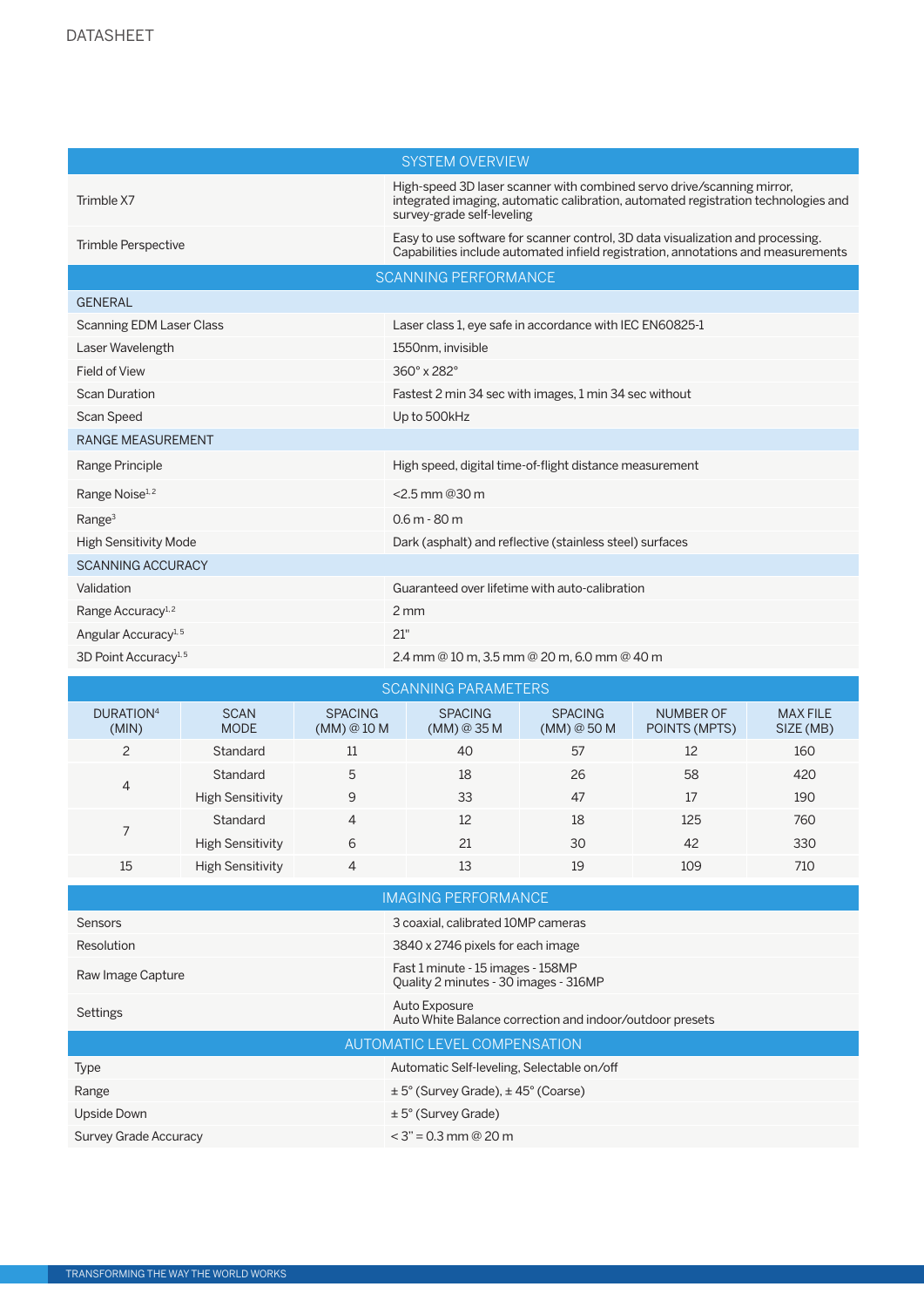| SYSTEM OVERVIEW | |
|---|---|
| Trimble X7 | High-speed 3D laser scanner with combined servo drive/scanning mirror, integrated imaging, automatic calibration, automated registration technologies and survey-grade self-leveling |
| Trimble Perspective | Easy to use software for scanner control, 3D data visualization and processing. Capabilities include automated infield registration, annotations and measurements |

| SCANNING PERFORMANCE | |
|---|---|
| **GENERAL** | |
| Scanning EDM Laser Class | Laser class 1, eye safe in accordance with IEC EN60825-1 |
| Laser Wavelength | 1550nm, invisible |
| Field of View | 360° x 282° |
| Scan Duration | Fastest 2 min 34 sec with images, 1 min 34 sec without |
| Scan Speed | Up to 500kHz |
| **RANGE MEASUREMENT** | |
| Range Principle | High speed, digital time-of-flight distance measurement |
| Range Noise[1,2] | <2.5 mm @30 m |
| Range[3] | 0.6 m - 80 m |
| High Sensitivity Mode | Dark (asphalt) and reflective (stainless steel) surfaces |
| **SCANNING ACCURACY** | |
| Validation | Guaranteed over lifetime with auto-calibration |
| Range Accuracy[1,2] | 2 mm |
| Angular Accuracy[1,5] | 21" |
| 3D Point Accuracy[1,5] | 2.4 mm @ 10 m, 3.5 mm @ 20 m, 6.0 mm @ 40 m |

**SCANNING PARAMETERS**

| DURATION[4] (MIN) | SCAN MODE | SPACING (MM) @ 10 M | SPACING (MM) @ 35 M | SPACING (MM) @ 50 M | NUMBER OF POINTS (MPTS) | MAX FILE SIZE (MB) |
|---|---|---|---|---|---|---|
| 2 | Standard | 11 | 40 | 57 | 12 | 160 |
| 4 | Standard | 5 | 18 | 26 | 58 | 420 |
| | High Sensitivity | 9 | 33 | 47 | 17 | 190 |
| 7 | Standard | 4 | 12 | 18 | 125 | 760 |
| | High Sensitivity | 6 | 21 | 30 | 42 | 330 |
| 15 | High Sensitivity | 4 | 13 | 19 | 109 | 710 |

| IMAGING PERFORMANCE | |
|---|---|
| Sensors | 3 coaxial, calibrated 10MP cameras |
| Resolution | 3840 x 2746 pixels for each image |
| Raw Image Capture | Fast 1 minute - 15 images - 158MP<br>Quality 2 minutes - 30 images - 316MP |
| Settings | Auto Exposure<br>Auto White Balance correction and indoor/outdoor presets |

| AUTOMATIC LEVEL COMPENSATION | |
|---|---|
| Type | Automatic Self-leveling, Selectable on/off |
| Range | ± 5° (Survey Grade), ± 45° (Coarse) |
| Upside Down | ± 5° (Survey Grade) |
| Survey Grade Accuracy | < 3" = 0.3 mm @ 20 m |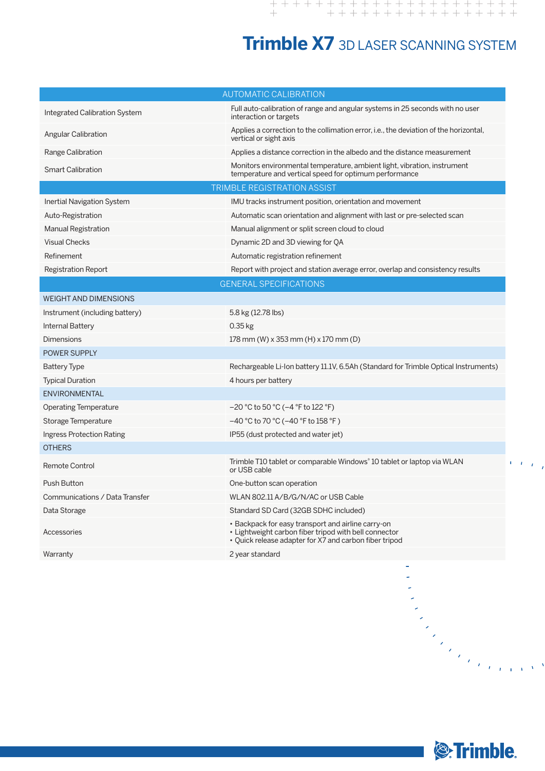# Trimble X7 3D LASER SCANNING SYSTEM

| | |
|---|---|
| **AUTOMATIC CALIBRATION** | |
| Integrated Calibration System | Full auto-calibration of range and angular systems in 25 seconds with no user interaction or targets |
| Angular Calibration | Applies a correction to the collimation error, i.e., the deviation of the horizontal, vertical or sight axis |
| Range Calibration | Applies a distance correction in the albedo and the distance measurement |
| Smart Calibration | Monitors environmental temperature, ambient light, vibration, instrument temperature and vertical speed for optimum performance |
| **TRIMBLE REGISTRATION ASSIST** | |
| Inertial Navigation System | IMU tracks instrument position, orientation and movement |
| Auto-Registration | Automatic scan orientation and alignment with last or pre-selected scan |
| Manual Registration | Manual alignment or split screen cloud to cloud |
| Visual Checks | Dynamic 2D and 3D viewing for QA |
| Refinement | Automatic registration refinement |
| Registration Report | Report with project and station average error, overlap and consistency results |
| **GENERAL SPECIFICATIONS** | |
| WEIGHT AND DIMENSIONS | |
| Instrument (including battery) | 5.8 kg (12.78 lbs) |
| Internal Battery | 0.35 kg |
| Dimensions | 178 mm (W) x 353 mm (H) x 170 mm (D) |
| POWER SUPPLY | |
| Battery Type | Rechargeable Li-Ion battery 11.1V, 6.5Ah (Standard for Trimble Optical Instruments) |
| Typical Duration | 4 hours per battery |
| ENVIRONMENTAL | |
| Operating Temperature | –20 °C to 50 °C (–4 °F to 122 °F) |
| Storage Temperature | –40 °C to 70 °C (–40 °F to 158 °F ) |
| Ingress Protection Rating | IP55 (dust protected and water jet) |
| OTHERS | |
| Remote Control | Trimble T10 tablet or comparable Windows® 10 tablet or laptop via WLAN or USB cable |
| Push Button | One-button scan operation |
| Communications / Data Transfer | WLAN 802.11 A/B/G/N/AC or USB Cable |
| Data Storage | Standard SD Card (32GB SDHC included) |
| Accessories | • Backpack for easy transport and airline carry-on<br>• Lightweight carbon fiber tripod with bell connector<br>• Quick release adapter for X7 and carbon fiber tripod |
| Warranty | 2 year standard |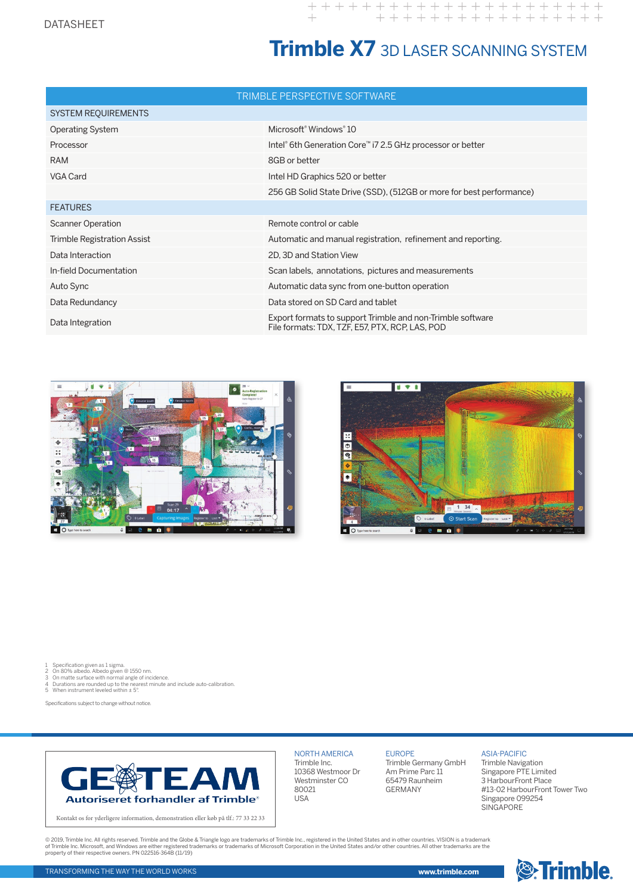DATASHEET

# Trimble X7 3D LASER SCANNING SYSTEM

| TRIMBLE PERSPECTIVE SOFTWARE | |
|---|---|
| **SYSTEM REQUIREMENTS** | |
| Operating System | Microsoft® Windows® 10 |
| Processor | Intel® 6th Generation Core™ i7 2.5 GHz processor or better |
| RAM | 8GB or better |
| VGA Card | Intel HD Graphics 520 or better |
| | 256 GB Solid State Drive (SSD), (512GB or more for best performance) |
| **FEATURES** | |
| Scanner Operation | Remote control or cable |
| Trimble Registration Assist | Automatic and manual registration, refinement and reporting. |
| Data Interaction | 2D, 3D and Station View |
| In-field Documentation | Scan labels, annotations, pictures and measurements |
| Auto Sync | Automatic data sync from one-button operation |
| Data Redundancy | Data stored on SD Card and tablet |
| Data Integration | Export formats to support Trimble and non-Trimble software<br>File formats: TDX, TZF, E57, PTX, RCP, LAS, POD |

1 Specification given as 1 sigma.
2 On 80% albedo. Albedo given @ 1550 nm.
3 On matte surface with normal angle of incidence.
4 Durations are rounded up to the nearest minute and include auto-calibration.
5 When instrument leveled within ± 5°.

Specifications subject to change without notice.

GEOTEAM
Autoriseret forhandler af Trimble®
Kontakt os for yderligere information, demonstration eller køb på tlf.: 77 33 22 33

NORTH AMERICA
Trimble Inc.
10368 Westmoor Dr
Westminster CO
80021
USA

EUROPE
Trimble Germany GmbH
Am Prime Parc 11
65479 Raunheim
GERMANY

ASIA-PACIFIC
Trimble Navigation
Singapore PTE Limited
3 HarbourFront Place
#13-02 HarbourFront Tower Two
Singapore 099254
SINGAPORE

© 2019, Trimble Inc. All rights reserved. Trimble and the Globe & Triangle logo are trademarks of Trimble Inc., registered in the United States and in other countries. VISION is a trademark of Trimble Inc. Microsoft, and Windows are either registered trademarks or trademarks of Microsoft Corporation in the United States and/or other countries. All other trademarks are the property of their respective owners. PN 022516-364B (11/19)

TRANSFORMING THE WAY THE WORLD WORKS

www.trimble.com

Trimble.